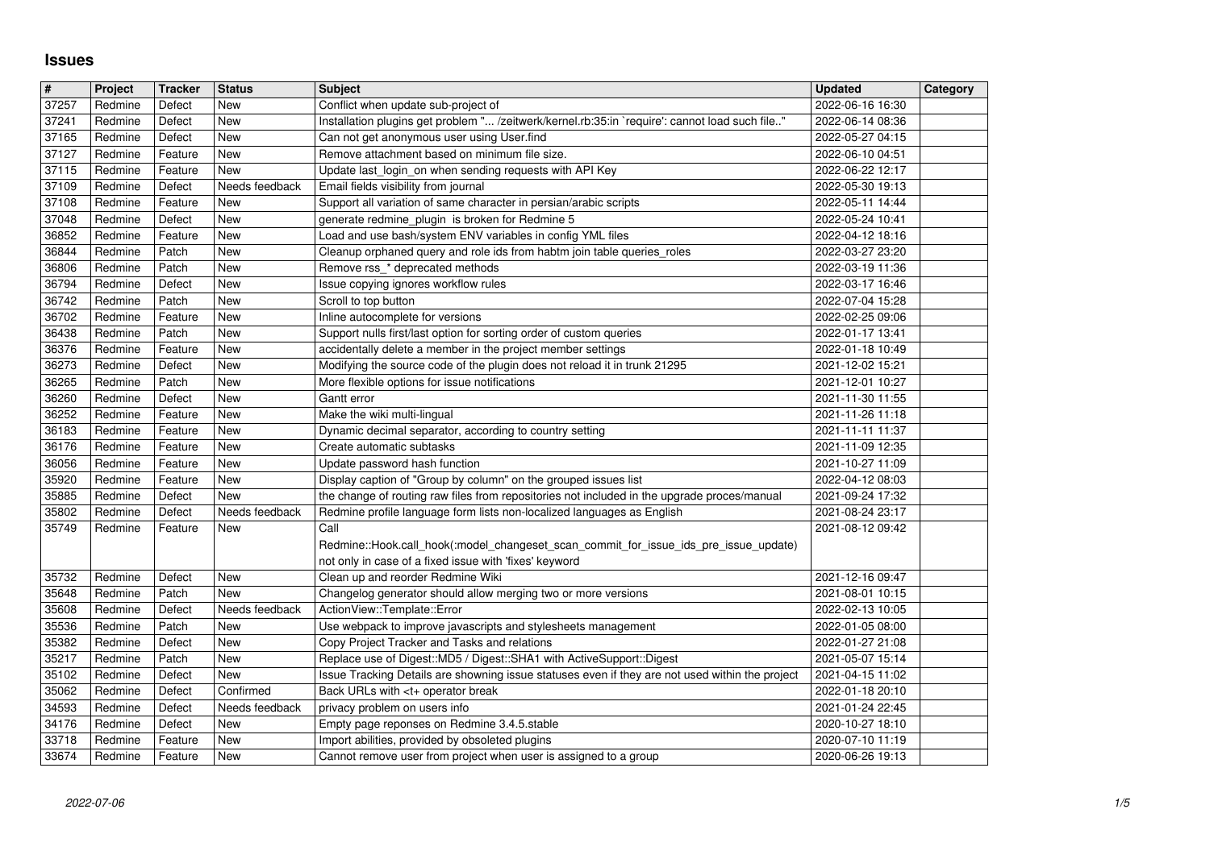# Issues

| # | Project | Tracker | Status | Subject | Updated | Category |
|---|---|---|---|---|---|---|
| 37257 | Redmine | Defect | New | Conflict when update sub-project of | 2022-06-16 16:30 | |
| 37241 | Redmine | Defect | New | Installation plugins get problem "... /zeitwerk/kernel.rb:35:in `require': cannot load such file.." | 2022-06-14 08:36 | |
| 37165 | Redmine | Defect | New | Can not get anonymous user using User.find | 2022-05-27 04:15 | |
| 37127 | Redmine | Feature | New | Remove attachment based on minimum file size. | 2022-06-10 04:51 | |
| 37115 | Redmine | Feature | New | Update last_login_on when sending requests with API Key | 2022-06-22 12:17 | |
| 37109 | Redmine | Defect | Needs feedback | Email fields visibility from journal | 2022-05-30 19:13 | |
| 37108 | Redmine | Feature | New | Support all variation of same character in persian/arabic scripts | 2022-05-11 14:44 | |
| 37048 | Redmine | Defect | New | generate redmine_plugin is broken for Redmine 5 | 2022-05-24 10:41 | |
| 36852 | Redmine | Feature | New | Load and use bash/system ENV variables in config YML files | 2022-04-12 18:16 | |
| 36844 | Redmine | Patch | New | Cleanup orphaned query and role ids from habtm join table queries_roles | 2022-03-27 23:20 | |
| 36806 | Redmine | Patch | New | Remove rss_* deprecated methods | 2022-03-19 11:36 | |
| 36794 | Redmine | Defect | New | Issue copying ignores workflow rules | 2022-03-17 16:46 | |
| 36742 | Redmine | Patch | New | Scroll to top button | 2022-07-04 15:28 | |
| 36702 | Redmine | Feature | New | Inline autocomplete for versions | 2022-02-25 09:06 | |
| 36438 | Redmine | Patch | New | Support nulls first/last option for sorting order of custom queries | 2022-01-17 13:41 | |
| 36376 | Redmine | Feature | New | accidentally delete a member in the project member settings | 2022-01-18 10:49 | |
| 36273 | Redmine | Defect | New | Modifying the source code of the plugin does not reload it in trunk 21295 | 2021-12-02 15:21 | |
| 36265 | Redmine | Patch | New | More flexible options for issue notifications | 2021-12-01 10:27 | |
| 36260 | Redmine | Defect | New | Gantt error | 2021-11-30 11:55 | |
| 36252 | Redmine | Feature | New | Make the wiki multi-lingual | 2021-11-26 11:18 | |
| 36183 | Redmine | Feature | New | Dynamic decimal separator, according to country setting | 2021-11-11 11:37 | |
| 36176 | Redmine | Feature | New | Create automatic subtasks | 2021-11-09 12:35 | |
| 36056 | Redmine | Feature | New | Update password hash function | 2021-10-27 11:09 | |
| 35920 | Redmine | Feature | New | Display caption of "Group by column" on the grouped issues list | 2022-04-12 08:03 | |
| 35885 | Redmine | Defect | New | the change of routing raw files from repositories not included in the upgrade proces/manual | 2021-09-24 17:32 | |
| 35802 | Redmine | Defect | Needs feedback | Redmine profile language form lists non-localized languages as English | 2021-08-24 23:17 | |
| 35749 | Redmine | Feature | New | Call Redmine::Hook.call_hook(:model_changeset_scan_commit_for_issue_ids_pre_issue_update) not only in case of a fixed issue with 'fixes' keyword | 2021-08-12 09:42 | |
| 35732 | Redmine | Defect | New | Clean up and reorder Redmine Wiki | 2021-12-16 09:47 | |
| 35648 | Redmine | Patch | New | Changelog generator should allow merging two or more versions | 2021-08-01 10:15 | |
| 35608 | Redmine | Defect | Needs feedback | ActionView::Template::Error | 2022-02-13 10:05 | |
| 35536 | Redmine | Patch | New | Use webpack to improve javascripts and stylesheets management | 2022-01-05 08:00 | |
| 35382 | Redmine | Defect | New | Copy Project Tracker and Tasks and relations | 2022-01-27 21:08 | |
| 35217 | Redmine | Patch | New | Replace use of Digest::MD5 / Digest::SHA1 with ActiveSupport::Digest | 2021-05-07 15:14 | |
| 35102 | Redmine | Defect | New | Issue Tracking Details are showning issue statuses even if they are not used within the project | 2021-04-15 11:02 | |
| 35062 | Redmine | Defect | Confirmed | Back URLs with <t+ operator break | 2022-01-18 20:10 | |
| 34593 | Redmine | Defect | Needs feedback | privacy problem on users info | 2021-01-24 22:45 | |
| 34176 | Redmine | Defect | New | Empty page reponses on Redmine 3.4.5.stable | 2020-10-27 18:10 | |
| 33718 | Redmine | Feature | New | Import abilities, provided by obsoleted plugins | 2020-07-10 11:19 | |
| 33674 | Redmine | Feature | New | Cannot remove user from project when user is assigned to a group | 2020-06-26 19:13 | |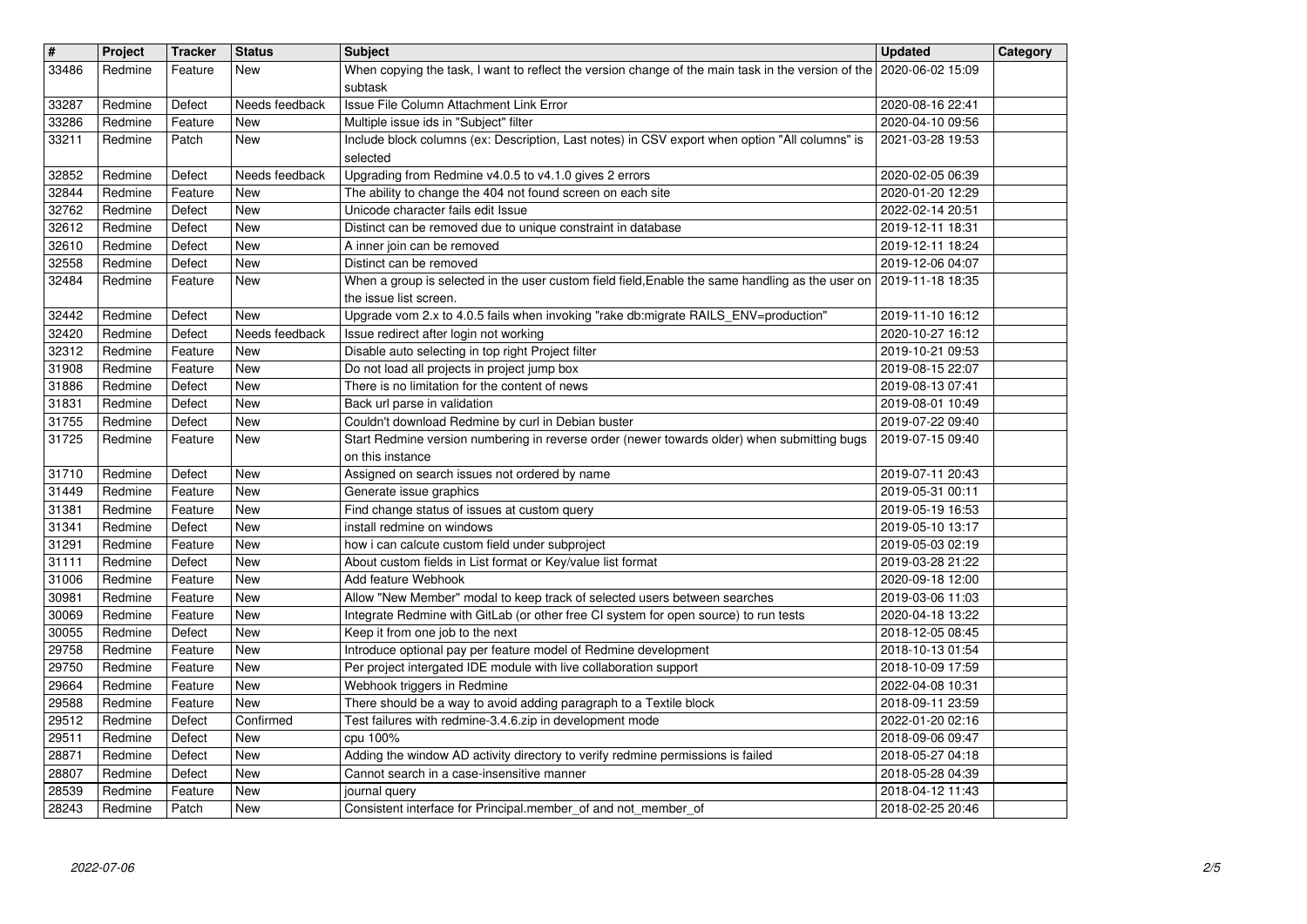| # | Project | Tracker | Status | Subject | Updated | Category |
| --- | --- | --- | --- | --- | --- | --- |
| 33486 | Redmine | Feature | New | When copying the task, I want to reflect the version change of the main task in the version of the subtask | 2020-06-02 15:09 | |
| 33287 | Redmine | Defect | Needs feedback | Issue File Column Attachment Link Error | 2020-08-16 22:41 | |
| 33286 | Redmine | Feature | New | Multiple issue ids in "Subject" filter | 2020-04-10 09:56 | |
| 33211 | Redmine | Patch | New | Include block columns (ex: Description, Last notes) in CSV export when option "All columns" is selected | 2021-03-28 19:53 | |
| 32852 | Redmine | Defect | Needs feedback | Upgrading from Redmine v4.0.5 to v4.1.0 gives 2 errors | 2020-02-05 06:39 | |
| 32844 | Redmine | Feature | New | The ability to change the 404 not found screen on each site | 2020-01-20 12:29 | |
| 32762 | Redmine | Defect | New | Unicode character fails edit Issue | 2022-02-14 20:51 | |
| 32612 | Redmine | Defect | New | Distinct can be removed due to unique constraint in database | 2019-12-11 18:31 | |
| 32610 | Redmine | Defect | New | A inner join can be removed | 2019-12-11 18:24 | |
| 32558 | Redmine | Defect | New | Distinct can be removed | 2019-12-06 04:07 | |
| 32484 | Redmine | Feature | New | When a group is selected in the user custom field field,Enable the same handling as the user on the issue list screen. | 2019-11-18 18:35 | |
| 32442 | Redmine | Defect | New | Upgrade vom 2.x to 4.0.5 fails when invoking "rake db:migrate RAILS_ENV=production" | 2019-11-10 16:12 | |
| 32420 | Redmine | Defect | Needs feedback | Issue redirect after login not working | 2020-10-27 16:12 | |
| 32312 | Redmine | Feature | New | Disable auto selecting in top right Project filter | 2019-10-21 09:53 | |
| 31908 | Redmine | Feature | New | Do not load all projects in project jump box | 2019-08-15 22:07 | |
| 31886 | Redmine | Defect | New | There is no limitation for the content of news | 2019-08-13 07:41 | |
| 31831 | Redmine | Defect | New | Back url parse in validation | 2019-08-01 10:49 | |
| 31755 | Redmine | Defect | New | Couldn't download Redmine by curl in Debian buster | 2019-07-22 09:40 | |
| 31725 | Redmine | Feature | New | Start Redmine version numbering in reverse order (newer towards older) when submitting bugs on this instance | 2019-07-15 09:40 | |
| 31710 | Redmine | Defect | New | Assigned on search issues not ordered by name | 2019-07-11 20:43 | |
| 31449 | Redmine | Feature | New | Generate issue graphics | 2019-05-31 00:11 | |
| 31381 | Redmine | Feature | New | Find change status of issues at custom query | 2019-05-19 16:53 | |
| 31341 | Redmine | Defect | New | install redmine on windows | 2019-05-10 13:17 | |
| 31291 | Redmine | Feature | New | how i can calcute custom field under subproject | 2019-05-03 02:19 | |
| 31111 | Redmine | Defect | New | About custom fields in List format or Key/value list format | 2019-03-28 21:22 | |
| 31006 | Redmine | Feature | New | Add feature Webhook | 2020-09-18 12:00 | |
| 30981 | Redmine | Feature | New | Allow "New Member" modal to keep track of selected users between searches | 2019-03-06 11:03 | |
| 30069 | Redmine | Feature | New | Integrate Redmine with GitLab (or other free CI system for open source) to run tests | 2020-04-18 13:22 | |
| 30055 | Redmine | Defect | New | Keep it from one job to the next | 2018-12-05 08:45 | |
| 29758 | Redmine | Feature | New | Introduce optional pay per feature model of Redmine development | 2018-10-13 01:54 | |
| 29750 | Redmine | Feature | New | Per project intergated IDE module with live collaboration support | 2018-10-09 17:59 | |
| 29664 | Redmine | Feature | New | Webhook triggers in Redmine | 2022-04-08 10:31 | |
| 29588 | Redmine | Feature | New | There should be a way to avoid adding paragraph to a Textile block | 2018-09-11 23:59 | |
| 29512 | Redmine | Defect | Confirmed | Test failures with redmine-3.4.6.zip in development mode | 2022-01-20 02:16 | |
| 29511 | Redmine | Defect | New | cpu 100% | 2018-09-06 09:47 | |
| 28871 | Redmine | Defect | New | Adding the window AD activity directory to verify redmine permissions is failed | 2018-05-27 04:18 | |
| 28807 | Redmine | Defect | New | Cannot search in a case-insensitive manner | 2018-05-28 04:39 | |
| 28539 | Redmine | Feature | New | journal query | 2018-04-12 11:43 | |
| 28243 | Redmine | Patch | New | Consistent interface for Principal.member_of and not_member_of | 2018-02-25 20:46 | |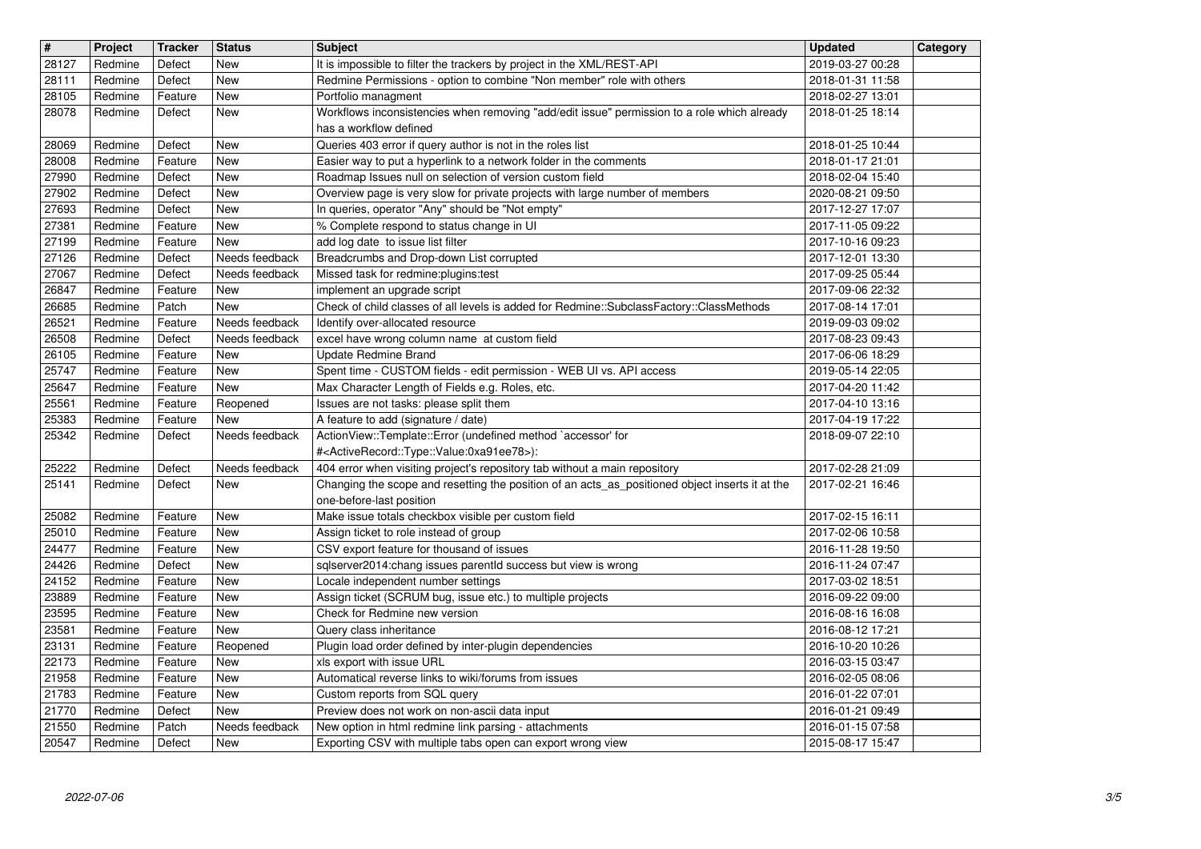| # | Project | Tracker | Status | Subject | Updated | Category |
|---|---|---|---|---|---|---|
| 28127 | Redmine | Defect | New | It is impossible to filter the trackers by project in the XML/REST-API | 2019-03-27 00:28 | |
| 28111 | Redmine | Defect | New | Redmine Permissions - option to combine "Non member" role with others | 2018-01-31 11:58 | |
| 28105 | Redmine | Feature | New | Portfolio managment | 2018-02-27 13:01 | |
| 28078 | Redmine | Defect | New | Workflows inconsistencies when removing "add/edit issue" permission to a role which already has a workflow defined | 2018-01-25 18:14 | |
| 28069 | Redmine | Defect | New | Queries 403 error if query author is not in the roles list | 2018-01-25 10:44 | |
| 28008 | Redmine | Feature | New | Easier way to put a hyperlink to a network folder in the comments | 2018-01-17 21:01 | |
| 27990 | Redmine | Defect | New | Roadmap Issues null on selection of version custom field | 2018-02-04 15:40 | |
| 27902 | Redmine | Defect | New | Overview page is very slow for private projects with large number of members | 2020-08-21 09:50 | |
| 27693 | Redmine | Defect | New | In queries, operator "Any" should be "Not empty" | 2017-12-27 17:07 | |
| 27381 | Redmine | Feature | New | % Complete respond to status change in UI | 2017-11-05 09:22 | |
| 27199 | Redmine | Feature | New | add log date to issue list filter | 2017-10-16 09:23 | |
| 27126 | Redmine | Defect | Needs feedback | Breadcrumbs and Drop-down List corrupted | 2017-12-01 13:30 | |
| 27067 | Redmine | Defect | Needs feedback | Missed task for redmine:plugins:test | 2017-09-25 05:44 | |
| 26847 | Redmine | Feature | New | implement an upgrade script | 2017-09-06 22:32 | |
| 26685 | Redmine | Patch | New | Check of child classes of all levels is added for Redmine::SubclassFactory::ClassMethods | 2017-08-14 17:01 | |
| 26521 | Redmine | Feature | Needs feedback | Identify over-allocated resource | 2019-09-03 09:02 | |
| 26508 | Redmine | Defect | Needs feedback | excel have wrong column name at custom field | 2017-08-23 09:43 | |
| 26105 | Redmine | Feature | New | Update Redmine Brand | 2017-06-06 18:29 | |
| 25747 | Redmine | Feature | New | Spent time - CUSTOM fields - edit permission - WEB UI vs. API access | 2019-05-14 22:05 | |
| 25647 | Redmine | Feature | New | Max Character Length of Fields e.g. Roles, etc. | 2017-04-20 11:42 | |
| 25561 | Redmine | Feature | Reopened | Issues are not tasks: please split them | 2017-04-10 13:16 | |
| 25383 | Redmine | Feature | New | A feature to add (signature / date) | 2017-04-19 17:22 | |
| 25342 | Redmine | Defect | Needs feedback | ActionView::Template::Error (undefined method `accessor' for #<ActiveRecord::Type::Value:0xa91ee78>): | 2018-09-07 22:10 | |
| 25222 | Redmine | Defect | Needs feedback | 404 error when visiting project's repository tab without a main repository | 2017-02-28 21:09 | |
| 25141 | Redmine | Defect | New | Changing the scope and resetting the position of an acts_as_positioned object inserts it at the one-before-last position | 2017-02-21 16:46 | |
| 25082 | Redmine | Feature | New | Make issue totals checkbox visible per custom field | 2017-02-15 16:11 | |
| 25010 | Redmine | Feature | New | Assign ticket to role instead of group | 2017-02-06 10:58 | |
| 24477 | Redmine | Feature | New | CSV export feature for thousand of issues | 2016-11-28 19:50 | |
| 24426 | Redmine | Defect | New | sqlserver2014:chang issues parentId success but view is wrong | 2016-11-24 07:47 | |
| 24152 | Redmine | Feature | New | Locale independent number settings | 2017-03-02 18:51 | |
| 23889 | Redmine | Feature | New | Assign ticket (SCRUM bug, issue etc.) to multiple projects | 2016-09-22 09:00 | |
| 23595 | Redmine | Feature | New | Check for Redmine new version | 2016-08-16 16:08 | |
| 23581 | Redmine | Feature | New | Query class inheritance | 2016-08-12 17:21 | |
| 23131 | Redmine | Feature | Reopened | Plugin load order defined by inter-plugin dependencies | 2016-10-20 10:26 | |
| 22173 | Redmine | Feature | New | xls export with issue URL | 2016-03-15 03:47 | |
| 21958 | Redmine | Feature | New | Automatical reverse links to wiki/forums from issues | 2016-02-05 08:06 | |
| 21783 | Redmine | Feature | New | Custom reports from SQL query | 2016-01-22 07:01 | |
| 21770 | Redmine | Defect | New | Preview does not work on non-ascii data input | 2016-01-21 09:49 | |
| 21550 | Redmine | Patch | Needs feedback | New option in html redmine link parsing - attachments | 2016-01-15 07:58 | |
| 20547 | Redmine | Defect | New | Exporting CSV with multiple tabs open can export wrong view | 2015-08-17 15:47 | |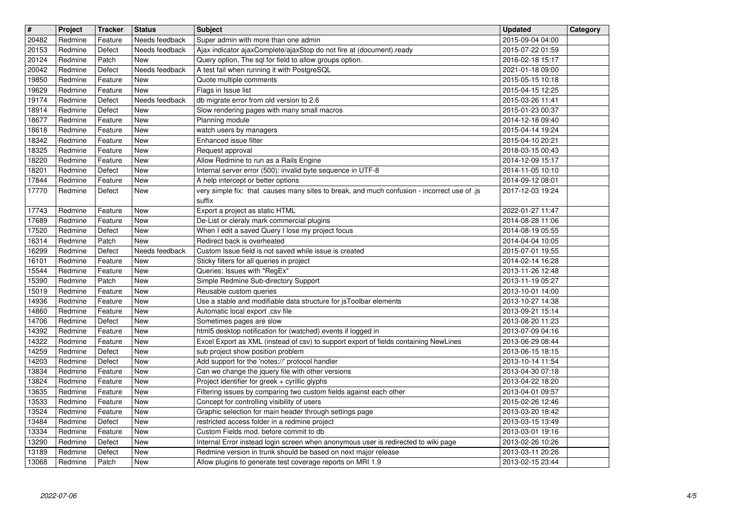| # | Project | Tracker | Status | Subject | Updated | Category |
|---|---|---|---|---|---|---|
| 20482 | Redmine | Feature | Needs feedback | Super admin with more than one admin | 2015-09-04 04:00 | |
| 20153 | Redmine | Defect | Needs feedback | Ajax indicator ajaxComplete/ajaxStop do not fire at (document).ready | 2015-07-22 01:59 | |
| 20124 | Redmine | Patch | New | Query option, The sql for field to allow groups option. | 2016-02-18 15:17 | |
| 20042 | Redmine | Defect | Needs feedback | A test fail when running it with PostgreSQL | 2021-01-18 09:00 | |
| 19850 | Redmine | Feature | New | Quote multiple comments | 2015-05-15 10:18 | |
| 19629 | Redmine | Feature | New | Flags in Issue list | 2015-04-15 12:25 | |
| 19174 | Redmine | Defect | Needs feedback | db migrate error from old version to 2.6 | 2015-03-26 11:41 | |
| 18914 | Redmine | Defect | New | Slow rendering pages with many small macros | 2015-01-23 00:37 | |
| 18677 | Redmine | Feature | New | Planning module | 2014-12-18 09:40 | |
| 18618 | Redmine | Feature | New | watch users by managers | 2015-04-14 19:24 | |
| 18342 | Redmine | Feature | New | Enhanced issue filter | 2015-04-10 20:21 | |
| 18325 | Redmine | Feature | New | Request approval | 2018-03-15 00:43 | |
| 18220 | Redmine | Feature | New | Allow Redmine to run as a Rails Engine | 2014-12-09 15:17 | |
| 18201 | Redmine | Defect | New | Internal server error (500): invalid byte sequence in UTF-8 | 2014-11-05 10:10 | |
| 17844 | Redmine | Feature | New | A help intercept or better options | 2014-09-12 08:01 | |
| 17770 | Redmine | Defect | New | very simple fix: that causes many sites to break, and much confusion - incorrect use of .js suffix | 2017-12-03 19:24 | |
| 17743 | Redmine | Feature | New | Export a project as static HTML | 2022-01-27 11:47 | |
| 17689 | Redmine | Feature | New | De-List or cleraly mark commercial plugins | 2014-08-28 11:06 | |
| 17520 | Redmine | Defect | New | When I edit a saved Query I lose my project focus | 2014-08-19 05:55 | |
| 16314 | Redmine | Patch | New | Redirect back is overheated | 2014-04-04 10:05 | |
| 16299 | Redmine | Defect | Needs feedback | Custom Issue field is not saved while issue is created | 2015-07-01 19:55 | |
| 16101 | Redmine | Feature | New | Sticky filters for all queries in project | 2014-02-14 16:28 | |
| 15544 | Redmine | Feature | New | Queries: Issues with "RegEx" | 2013-11-26 12:48 | |
| 15390 | Redmine | Patch | New | Simple Redmine Sub-directory Support | 2013-11-19 05:27 | |
| 15019 | Redmine | Feature | New | Reusable custom queries | 2013-10-01 14:00 | |
| 14936 | Redmine | Feature | New | Use a stable and modifiable data structure for jsToolbar elements | 2013-10-27 14:38 | |
| 14860 | Redmine | Feature | New | Automatic local export .csv file | 2013-09-21 15:14 | |
| 14706 | Redmine | Defect | New | Sometimes pages are slow | 2013-08-20 11:23 | |
| 14392 | Redmine | Feature | New | html5 desktop notification for (watched) events if logged in | 2013-07-09 04:16 | |
| 14322 | Redmine | Feature | New | Excel Export as XML (instead of csv) to support export of fields containing NewLines | 2013-06-29 08:44 | |
| 14259 | Redmine | Defect | New | sub project show position problem | 2013-06-15 18:15 | |
| 14203 | Redmine | Defect | New | Add support for the 'notes://' protocol handler | 2013-10-14 11:54 | |
| 13834 | Redmine | Feature | New | Can we change the jquery file with other versions | 2013-04-30 07:18 | |
| 13824 | Redmine | Feature | New | Project identifier for greek + cyrillic glyphs | 2013-04-22 18:20 | |
| 13635 | Redmine | Feature | New | Filtering issues by comparing two custom fields against each other | 2013-04-01 09:57 | |
| 13533 | Redmine | Feature | New | Concept for controlling visibility of users | 2015-02-26 12:46 | |
| 13524 | Redmine | Feature | New | Graphic selection for main header through settings page | 2013-03-20 18:42 | |
| 13484 | Redmine | Defect | New | restricted access folder in a redmine project | 2013-03-15 13:49 | |
| 13334 | Redmine | Feature | New | Custom Fields mod. before commit to db | 2013-03-01 19:16 | |
| 13290 | Redmine | Defect | New | Internal Error instead login screen when anonymous user is redirected to wiki page | 2013-02-26 10:26 | |
| 13189 | Redmine | Defect | New | Redmine version in trunk should be based on next major release | 2013-03-11 20:26 | |
| 13068 | Redmine | Patch | New | Allow plugins to generate test coverage reports on MRI 1.9 | 2013-02-15 23:44 | |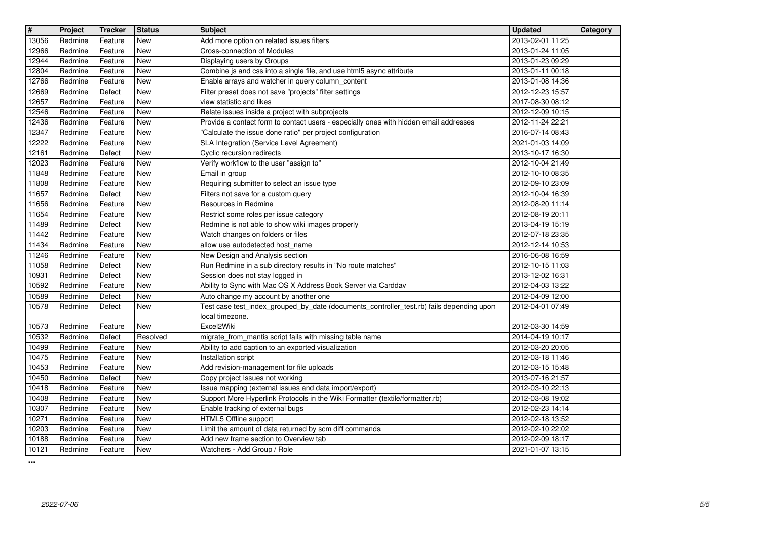| # | Project | Tracker | Status | Subject | Updated | Category |
|---|---|---|---|---|---|---|
| 13056 | Redmine | Feature | New | Add more option on related issues filters | 2013-02-01 11:25 | |
| 12966 | Redmine | Feature | New | Cross-connection of Modules | 2013-01-24 11:05 | |
| 12944 | Redmine | Feature | New | Displaying users by Groups | 2013-01-23 09:29 | |
| 12804 | Redmine | Feature | New | Combine js and css into a single file, and use html5 async attribute | 2013-01-11 00:18 | |
| 12766 | Redmine | Feature | New | Enable arrays and watcher in query column_content | 2013-01-08 14:36 | |
| 12669 | Redmine | Defect | New | Filter preset does not save "projects" filter settings | 2012-12-23 15:57 | |
| 12657 | Redmine | Feature | New | view statistic and likes | 2017-08-30 08:12 | |
| 12546 | Redmine | Feature | New | Relate issues inside a project with subprojects | 2012-12-09 10:15 | |
| 12436 | Redmine | Feature | New | Provide a contact form to contact users - especially ones with hidden email addresses | 2012-11-24 22:21 | |
| 12347 | Redmine | Feature | New | "Calculate the issue done ratio" per project configuration | 2016-07-14 08:43 | |
| 12222 | Redmine | Feature | New | SLA Integration (Service Level Agreement) | 2021-01-03 14:09 | |
| 12161 | Redmine | Defect | New | Cyclic recursion redirects | 2013-10-17 16:30 | |
| 12023 | Redmine | Feature | New | Verify workflow to the user "assign to" | 2012-10-04 21:49 | |
| 11848 | Redmine | Feature | New | Email in group | 2012-10-10 08:35 | |
| 11808 | Redmine | Feature | New | Requiring submitter to select an issue type | 2012-09-10 23:09 | |
| 11657 | Redmine | Defect | New | Filters not save for a custom query | 2012-10-04 16:39 | |
| 11656 | Redmine | Feature | New | Resources in Redmine | 2012-08-20 11:14 | |
| 11654 | Redmine | Feature | New | Restrict some roles per issue category | 2012-08-19 20:11 | |
| 11489 | Redmine | Defect | New | Redmine is not able to show wiki images properly | 2013-04-19 15:19 | |
| 11442 | Redmine | Feature | New | Watch changes on folders or files | 2012-07-18 23:35 | |
| 11434 | Redmine | Feature | New | allow use autodetected host_name | 2012-12-14 10:53 | |
| 11246 | Redmine | Feature | New | New Design and Analysis section | 2016-06-08 16:59 | |
| 11058 | Redmine | Defect | New | Run Redmine in a sub directory results in "No route matches" | 2012-10-15 11:03 | |
| 10931 | Redmine | Defect | New | Session does not stay logged in | 2013-12-02 16:31 | |
| 10592 | Redmine | Feature | New | Ability to Sync with Mac OS X Address Book Server via Carddav | 2012-04-03 13:22 | |
| 10589 | Redmine | Defect | New | Auto change my account by another one | 2012-04-09 12:00 | |
| 10578 | Redmine | Defect | New | Test case test_index_grouped_by_date (documents_controller_test.rb) fails depending upon local timezone. | 2012-04-01 07:49 | |
| 10573 | Redmine | Feature | New | Excel2Wiki | 2012-03-30 14:59 | |
| 10532 | Redmine | Defect | Resolved | migrate_from_mantis script fails with missing table name | 2014-04-19 10:17 | |
| 10499 | Redmine | Feature | New | Ability to add caption to an exported visualization | 2012-03-20 20:05 | |
| 10475 | Redmine | Feature | New | Installation script | 2012-03-18 11:46 | |
| 10453 | Redmine | Feature | New | Add revision-management for file uploads | 2012-03-15 15:48 | |
| 10450 | Redmine | Defect | New | Copy project Issues not working | 2013-07-16 21:57 | |
| 10418 | Redmine | Feature | New | Issue mapping (external issues and data import/export) | 2012-03-10 22:13 | |
| 10408 | Redmine | Feature | New | Support More Hyperlink Protocols in the Wiki Formatter (textile/formatter.rb) | 2012-03-08 19:02 | |
| 10307 | Redmine | Feature | New | Enable tracking of external bugs | 2012-02-23 14:14 | |
| 10271 | Redmine | Feature | New | HTML5 Offline support | 2012-02-18 13:52 | |
| 10203 | Redmine | Feature | New | Limit the amount of data returned by scm diff commands | 2012-02-10 22:02 | |
| 10188 | Redmine | Feature | New | Add new frame section to Overview tab | 2012-02-09 18:17 | |
| 10121 | Redmine | Feature | New | Watchers - Add Group / Role | 2021-01-07 13:15 | |

...